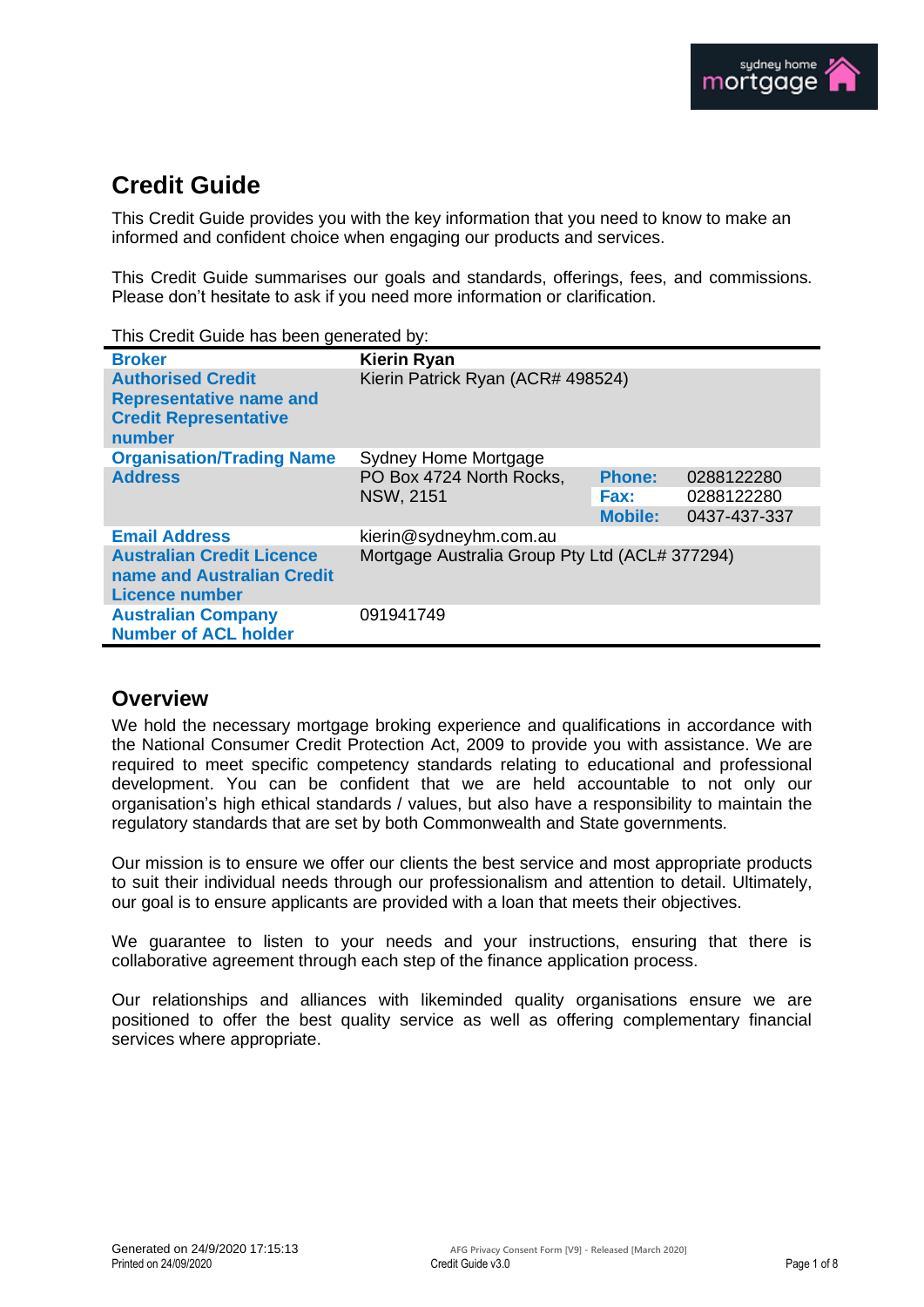# Credit Guide

This Credit Guide provides you with the key information that you need to know to make an informed and confident choice when engaging our products and services.

This Credit Guide summarises our goals and standards, offerings, fees, and commissions. Please don't hesitate to ask if you need more information or clarification.

This Credit Guide has been generated by:

| | | | |
|---|---|---|---|
| **Broker** | **Kierin Ryan** | | |
| **Authorised Credit Representative name and Credit Representative number** | Kierin Patrick Ryan (ACR# 498524) | | |
| **Organisation/Trading Name** | Sydney Home Mortgage | | |
| **Address** | PO Box 4724 North Rocks, NSW, 2151 | **Phone:** | 0288122280 |
| | | **Fax:** | 0288122280 |
| | | **Mobile:** | 0437-437-337 |
| **Email Address** | kierin@sydneyhm.com.au | | |
| **Australian Credit Licence name and Australian Credit Licence number** | Mortgage Australia Group Pty Ltd (ACL# 377294) | | |
| **Australian Company Number of ACL holder** | 091941749 | | |

## Overview

We hold the necessary mortgage broking experience and qualifications in accordance with the National Consumer Credit Protection Act, 2009 to provide you with assistance. We are required to meet specific competency standards relating to educational and professional development. You can be confident that we are held accountable to not only our organisation's high ethical standards / values, but also have a responsibility to maintain the regulatory standards that are set by both Commonwealth and State governments.

Our mission is to ensure we offer our clients the best service and most appropriate products to suit their individual needs through our professionalism and attention to detail. Ultimately, our goal is to ensure applicants are provided with a loan that meets their objectives.

We guarantee to listen to your needs and your instructions, ensuring that there is collaborative agreement through each step of the finance application process.

Our relationships and alliances with likeminded quality organisations ensure we are positioned to offer the best quality service as well as offering complementary financial services where appropriate.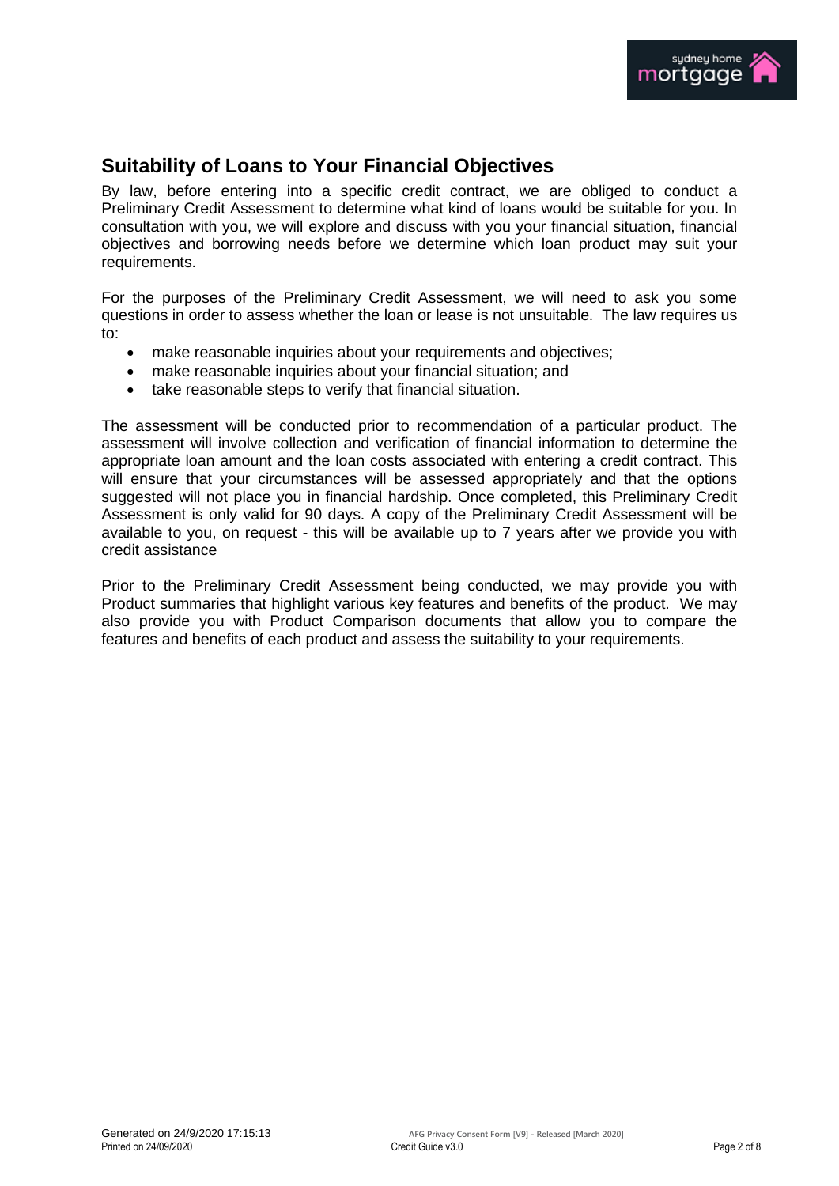## Suitability of Loans to Your Financial Objectives

By law, before entering into a specific credit contract, we are obliged to conduct a Preliminary Credit Assessment to determine what kind of loans would be suitable for you. In consultation with you, we will explore and discuss with you your financial situation, financial objectives and borrowing needs before we determine which loan product may suit your requirements.

For the purposes of the Preliminary Credit Assessment, we will need to ask you some questions in order to assess whether the loan or lease is not unsuitable. The law requires us to:

- make reasonable inquiries about your requirements and objectives;
- make reasonable inquiries about your financial situation; and
- take reasonable steps to verify that financial situation.

The assessment will be conducted prior to recommendation of a particular product. The assessment will involve collection and verification of financial information to determine the appropriate loan amount and the loan costs associated with entering a credit contract. This will ensure that your circumstances will be assessed appropriately and that the options suggested will not place you in financial hardship. Once completed, this Preliminary Credit Assessment is only valid for 90 days. A copy of the Preliminary Credit Assessment will be available to you, on request - this will be available up to 7 years after we provide you with credit assistance

Prior to the Preliminary Credit Assessment being conducted, we may provide you with Product summaries that highlight various key features and benefits of the product. We may also provide you with Product Comparison documents that allow you to compare the features and benefits of each product and assess the suitability to your requirements.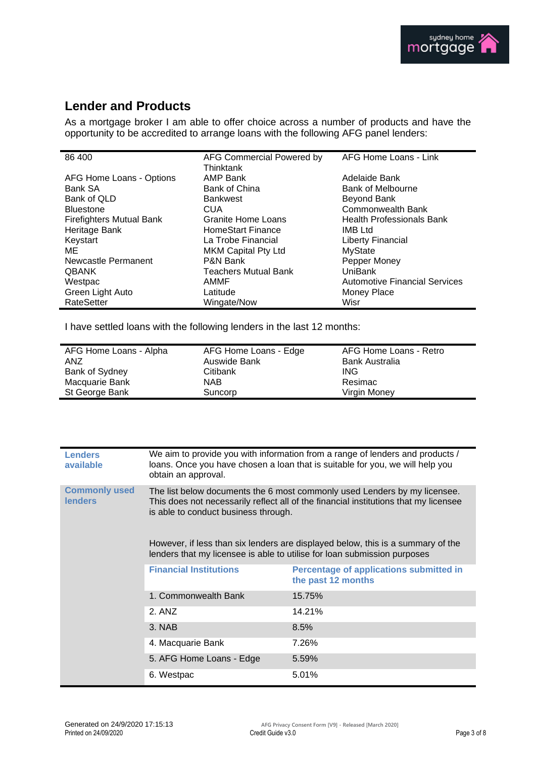## Lender and Products

As a mortgage broker I am able to offer choice across a number of products and have the opportunity to be accredited to arrange loans with the following AFG panel lenders:

| | | |
|---|---|---|
| 86 400 | AFG Commercial Powered by Thinktank | AFG Home Loans - Link |
| AFG Home Loans - Options | AMP Bank | Adelaide Bank |
| Bank SA | Bank of China | Bank of Melbourne |
| Bank of QLD | Bankwest | Beyond Bank |
| Bluestone | CUA | Commonwealth Bank |
| Firefighters Mutual Bank | Granite Home Loans | Health Professionals Bank |
| Heritage Bank | HomeStart Finance | IMB Ltd |
| Keystart | La Trobe Financial | Liberty Financial |
| ME | MKM Capital Pty Ltd | MyState |
| Newcastle Permanent | P&N Bank | Pepper Money |
| QBANK | Teachers Mutual Bank | UniBank |
| Westpac | AMMF | Automotive Financial Services |
| Green Light Auto | Latitude | Money Place |
| RateSetter | Wingate/Now | Wisr |

I have settled loans with the following lenders in the last 12 months:

| | | |
|---|---|---|
| AFG Home Loans - Alpha | AFG Home Loans - Edge | AFG Home Loans - Retro |
| ANZ | Auswide Bank | Bank Australia |
| Bank of Sydney | Citibank | ING |
| Macquarie Bank | NAB | Resimac |
| St George Bank | Suncorp | Virgin Money |

| | | |
|---|---|---|
| **Lenders available** | We aim to provide you with information from a range of lenders and products / loans. Once you have chosen a loan that is suitable for you, we will help you obtain an approval. | |
| **Commonly used lenders** | The list below documents the 6 most commonly used Lenders by my licensee. This does not necessarily reflect all of the financial institutions that my licensee is able to conduct business through.<br><br>However, if less than six lenders are displayed below, this is a summary of the lenders that my licensee is able to utilise for loan submission purposes | |
| | **Financial Institutions** | **Percentage of applications submitted in the past 12 months** |
| | 1. Commonwealth Bank | 15.75% |
| | 2. ANZ | 14.21% |
| | 3. NAB | 8.5% |
| | 4. Macquarie Bank | 7.26% |
| | 5. AFG Home Loans - Edge | 5.59% |
| | 6. Westpac | 5.01% |

Generated on 24/9/2020 17:15:13
Printed on 24/09/2020

AFG Privacy Consent Form [V9] - Released [March 2020]
Credit Guide v3.0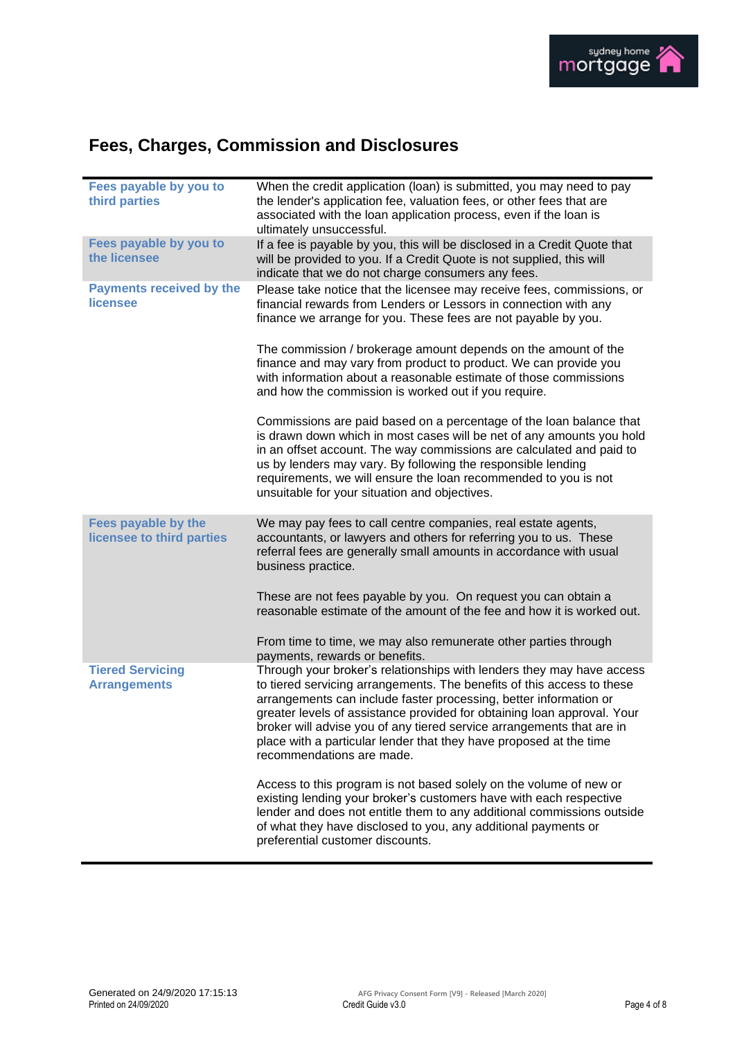## Fees, Charges, Commission and Disclosures

| | |
|---|---|
| **Fees payable by you to third parties** | When the credit application (loan) is submitted, you may need to pay the lender's application fee, valuation fees, or other fees that are associated with the loan application process, even if the loan is ultimately unsuccessful. |
| **Fees payable by you to the licensee** | If a fee is payable by you, this will be disclosed in a Credit Quote that will be provided to you. If a Credit Quote is not supplied, this will indicate that we do not charge consumers any fees. |
| **Payments received by the licensee** | Please take notice that the licensee may receive fees, commissions, or financial rewards from Lenders or Lessors in connection with any finance we arrange for you. These fees are not payable by you.<br><br>The commission / brokerage amount depends on the amount of the finance and may vary from product to product. We can provide you with information about a reasonable estimate of those commissions and how the commission is worked out if you require.<br><br>Commissions are paid based on a percentage of the loan balance that is drawn down which in most cases will be net of any amounts you hold in an offset account. The way commissions are calculated and paid to us by lenders may vary. By following the responsible lending requirements, we will ensure the loan recommended to you is not unsuitable for your situation and objectives. |
| **Fees payable by the licensee to third parties** | We may pay fees to call centre companies, real estate agents, accountants, or lawyers and others for referring you to us. These referral fees are generally small amounts in accordance with usual business practice.<br><br>These are not fees payable by you. On request you can obtain a reasonable estimate of the amount of the fee and how it is worked out.<br><br>From time to time, we may also remunerate other parties through payments, rewards or benefits. |
| **Tiered Servicing Arrangements** | Through your broker's relationships with lenders they may have access to tiered servicing arrangements. The benefits of this access to these arrangements can include faster processing, better information or greater levels of assistance provided for obtaining loan approval. Your broker will advise you of any tiered service arrangements that are in place with a particular lender that they have proposed at the time recommendations are made.<br><br>Access to this program is not based solely on the volume of new or existing lending your broker's customers have with each respective lender and does not entitle them to any additional commissions outside of what they have disclosed to you, any additional payments or preferential customer discounts. |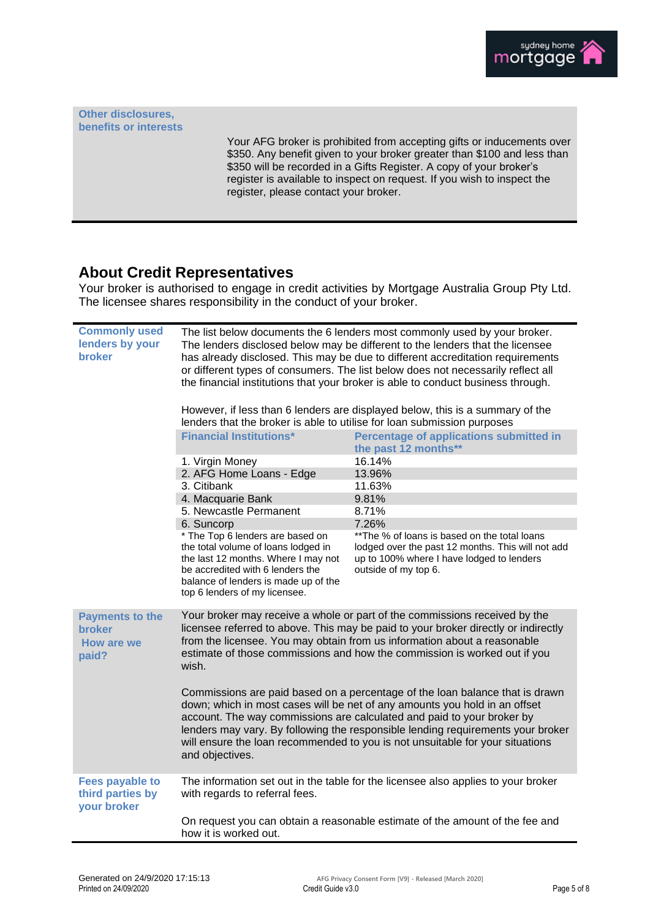| Other disclosures, benefits or interests | Your AFG broker is prohibited from accepting gifts or inducements over $350. Any benefit given to your broker greater than $100 and less than $350 will be recorded in a Gifts Register. A copy of your broker's register is available to inspect on request. If you wish to inspect the register, please contact your broker. |
|---|---|

## About Credit Representatives

Your broker is authorised to engage in credit activities by Mortgage Australia Group Pty Ltd. The licensee shares responsibility in the conduct of your broker.

**Commonly used lenders by your broker**

The list below documents the 6 lenders most commonly used by your broker. The lenders disclosed below may be different to the lenders that the licensee has already disclosed. This may be due to different accreditation requirements or different types of consumers. The list below does not necessarily reflect all the financial institutions that your broker is able to conduct business through.

However, if less than 6 lenders are displayed below, this is a summary of the lenders that the broker is able to utilise for loan submission purposes

| Financial Institutions* | Percentage of applications submitted in the past 12 months** |
|---|---|
| 1. Virgin Money | 16.14% |
| 2. AFG Home Loans - Edge | 13.96% |
| 3. Citibank | 11.63% |
| 4. Macquarie Bank | 9.81% |
| 5. Newcastle Permanent | 8.71% |
| 6. Suncorp | 7.26% |
| * The Top 6 lenders are based on the total volume of loans lodged in the last 12 months. Where I may not be accredited with 6 lenders the balance of lenders is made up of the top 6 lenders of my licensee. | **The % of loans is based on the total loans lodged over the past 12 months. This will not add up to 100% where I have lodged to lenders outside of my top 6. |

**Payments to the broker**
**How are we paid?**

Your broker may receive a whole or part of the commissions received by the licensee referred to above. This may be paid to your broker directly or indirectly from the licensee. You may obtain from us information about a reasonable estimate of those commissions and how the commission is worked out if you wish.

Commissions are paid based on a percentage of the loan balance that is drawn down; which in most cases will be net of any amounts you hold in an offset account. The way commissions are calculated and paid to your broker by lenders may vary. By following the responsible lending requirements your broker will ensure the loan recommended to you is not unsuitable for your situations and objectives.

**Fees payable to third parties by your broker**

The information set out in the table for the licensee also applies to your broker with regards to referral fees.

On request you can obtain a reasonable estimate of the amount of the fee and how it is worked out.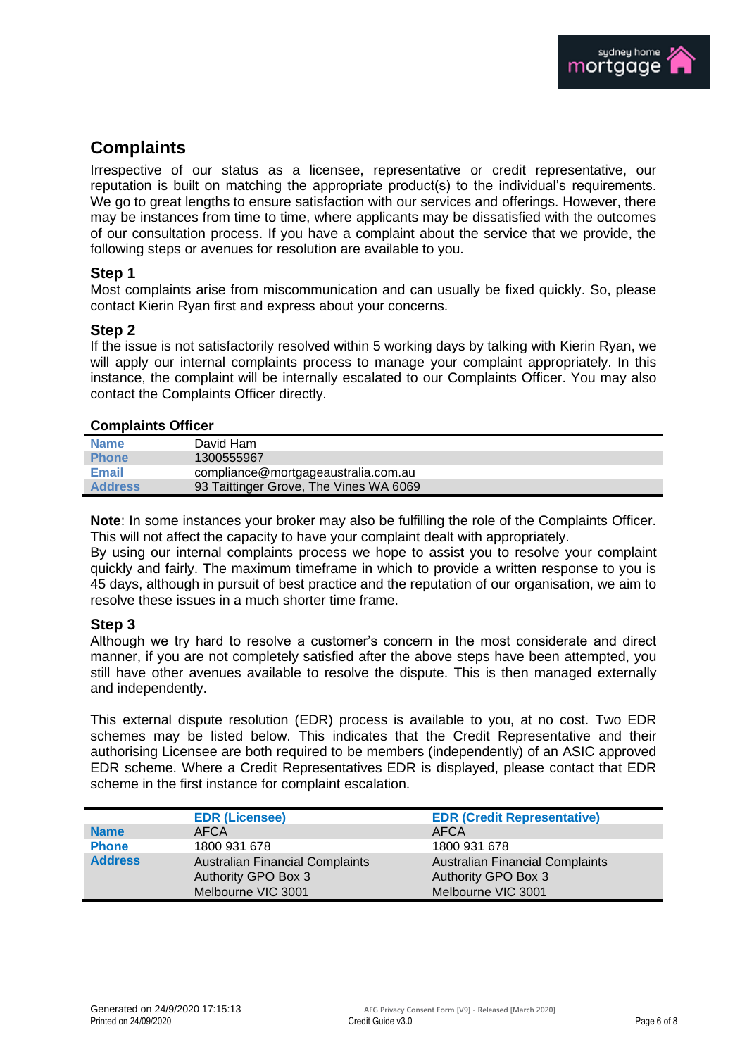## Complaints

Irrespective of our status as a licensee, representative or credit representative, our reputation is built on matching the appropriate product(s) to the individual's requirements. We go to great lengths to ensure satisfaction with our services and offerings. However, there may be instances from time to time, where applicants may be dissatisfied with the outcomes of our consultation process. If you have a complaint about the service that we provide, the following steps or avenues for resolution are available to you.

### Step 1

Most complaints arise from miscommunication and can usually be fixed quickly. So, please contact Kierin Ryan first and express about your concerns.

### Step 2

If the issue is not satisfactorily resolved within 5 working days by talking with Kierin Ryan, we will apply our internal complaints process to manage your complaint appropriately. In this instance, the complaint will be internally escalated to our Complaints Officer. You may also contact the Complaints Officer directly.

**Complaints Officer**

| | |
|---|---|
| **Name** | David Ham |
| **Phone** | 1300555967 |
| **Email** | compliance@mortgageaustralia.com.au |
| **Address** | 93 Taittinger Grove, The Vines WA 6069 |

**Note**: In some instances your broker may also be fulfilling the role of the Complaints Officer. This will not affect the capacity to have your complaint dealt with appropriately.

By using our internal complaints process we hope to assist you to resolve your complaint quickly and fairly. The maximum timeframe in which to provide a written response to you is 45 days, although in pursuit of best practice and the reputation of our organisation, we aim to resolve these issues in a much shorter time frame.

### Step 3

Although we try hard to resolve a customer's concern in the most considerate and direct manner, if you are not completely satisfied after the above steps have been attempted, you still have other avenues available to resolve the dispute. This is then managed externally and independently.

This external dispute resolution (EDR) process is available to you, at no cost. Two EDR schemes may be listed below. This indicates that the Credit Representative and their authorising Licensee are both required to be members (independently) of an ASIC approved EDR scheme. Where a Credit Representatives EDR is displayed, please contact that EDR scheme in the first instance for complaint escalation.

| | EDR (Licensee) | EDR (Credit Representative) |
|---|---|---|
| **Name** | AFCA | AFCA |
| **Phone** | 1800 931 678 | 1800 931 678 |
| **Address** | Australian Financial Complaints Authority GPO Box 3 Melbourne VIC 3001 | Australian Financial Complaints Authority GPO Box 3 Melbourne VIC 3001 |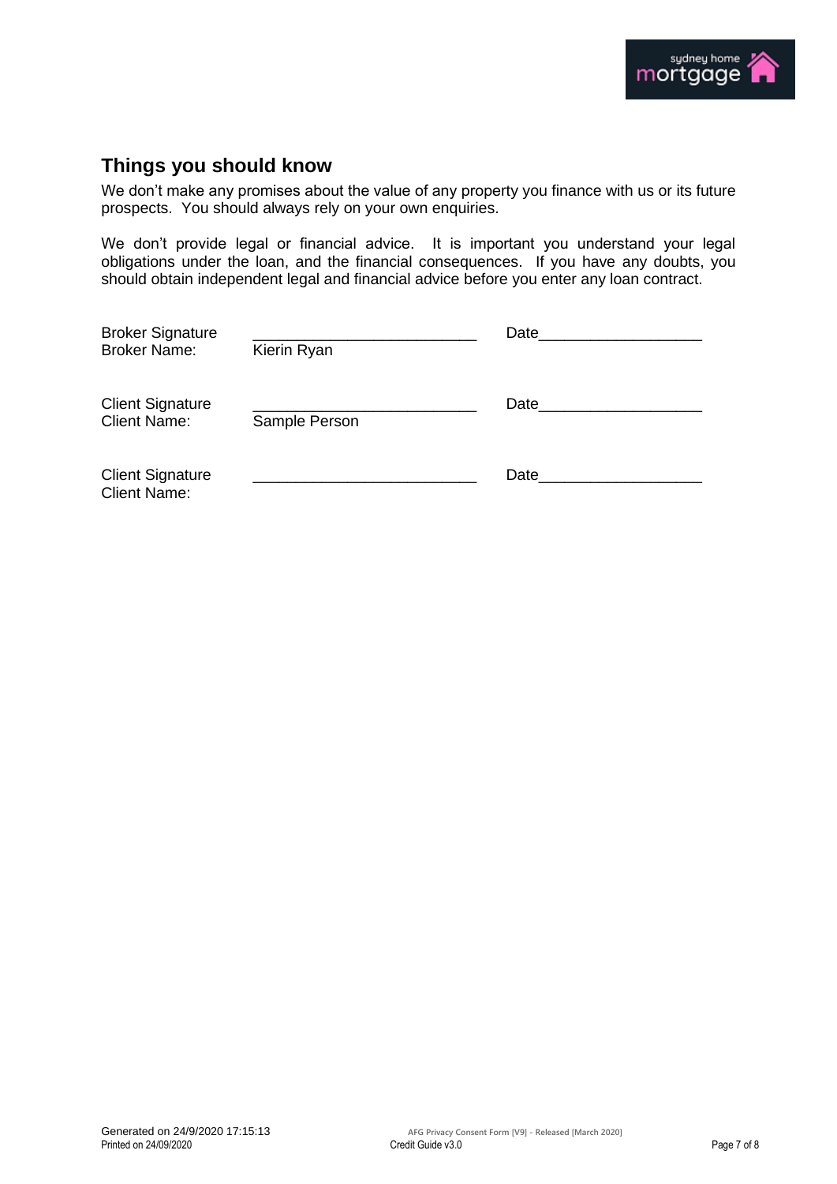## Things you should know

We don't make any promises about the value of any property you finance with us or its future prospects. You should always rely on your own enquiries.

We don't provide legal or financial advice. It is important you understand your legal obligations under the loan, and the financial consequences. If you have any doubts, you should obtain independent legal and financial advice before you enter any loan contract.

Broker Signature ____________________________ Date____________________
Broker Name: Kierin Ryan

Client Signature ____________________________ Date____________________
Client Name: Sample Person

Client Signature ____________________________ Date____________________
Client Name: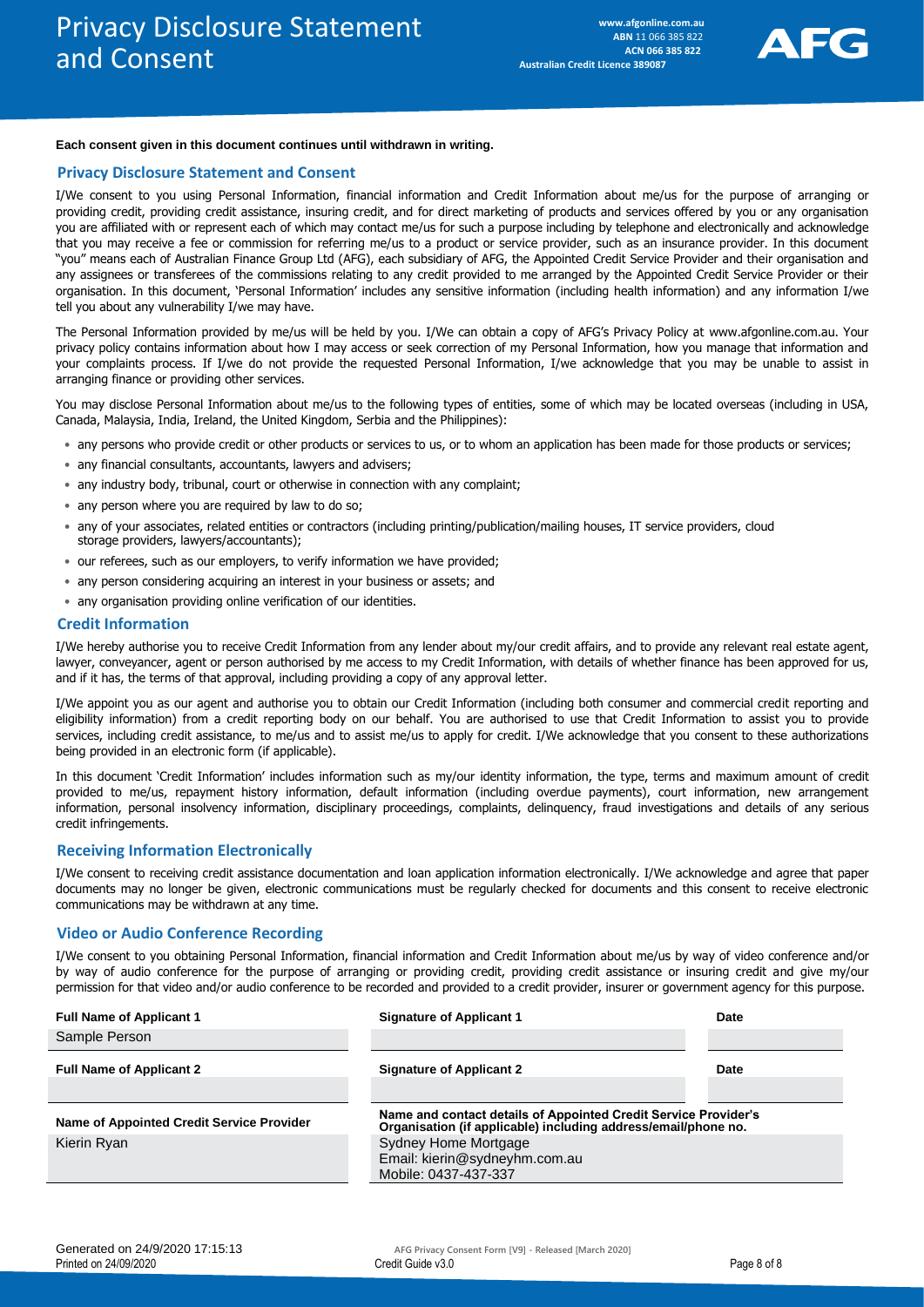# Privacy Disclosure Statement and Consent

www.afgonline.com.au
ABN 11 066 385 822
ACN 066 385 822
Australian Credit Licence 389087

**Each consent given in this document continues until withdrawn in writing.**

## Privacy Disclosure Statement and Consent

I/We consent to you using Personal Information, financial information and Credit Information about me/us for the purpose of arranging or providing credit, providing credit assistance, insuring credit, and for direct marketing of products and services offered by you or any organisation you are affiliated with or represent each of which may contact me/us for such a purpose including by telephone and electronically and acknowledge that you may receive a fee or commission for referring me/us to a product or service provider, such as an insurance provider. In this document "you" means each of Australian Finance Group Ltd (AFG), each subsidiary of AFG, the Appointed Credit Service Provider and their organisation and any assignees or transferees of the commissions relating to any credit provided to me arranged by the Appointed Credit Service Provider or their organisation. In this document, 'Personal Information' includes any sensitive information (including health information) and any information I/we tell you about any vulnerability I/we may have.

The Personal Information provided by me/us will be held by you. I/We can obtain a copy of AFG's Privacy Policy at www.afgonline.com.au. Your privacy policy contains information about how I may access or seek correction of my Personal Information, how you manage that information and your complaints process. If I/we do not provide the requested Personal Information, I/we acknowledge that you may be unable to assist in arranging finance or providing other services.

You may disclose Personal Information about me/us to the following types of entities, some of which may be located overseas (including in USA, Canada, Malaysia, India, Ireland, the United Kingdom, Serbia and the Philippines):

- any persons who provide credit or other products or services to us, or to whom an application has been made for those products or services;
- any financial consultants, accountants, lawyers and advisers;
- any industry body, tribunal, court or otherwise in connection with any complaint;
- any person where you are required by law to do so;
- any of your associates, related entities or contractors (including printing/publication/mailing houses, IT service providers, cloud storage providers, lawyers/accountants);
- our referees, such as our employers, to verify information we have provided;
- any person considering acquiring an interest in your business or assets; and
- any organisation providing online verification of our identities.

## Credit Information

I/We hereby authorise you to receive Credit Information from any lender about my/our credit affairs, and to provide any relevant real estate agent, lawyer, conveyancer, agent or person authorised by me access to my Credit Information, with details of whether finance has been approved for us, and if it has, the terms of that approval, including providing a copy of any approval letter.

I/We appoint you as our agent and authorise you to obtain our Credit Information (including both consumer and commercial credit reporting and eligibility information) from a credit reporting body on our behalf. You are authorised to use that Credit Information to assist you to provide services, including credit assistance, to me/us and to assist me/us to apply for credit. I/We acknowledge that you consent to these authorizations being provided in an electronic form (if applicable).

In this document 'Credit Information' includes information such as my/our identity information, the type, terms and maximum amount of credit provided to me/us, repayment history information, default information (including overdue payments), court information, new arrangement information, personal insolvency information, disciplinary proceedings, complaints, delinquency, fraud investigations and details of any serious credit infringements.

## Receiving Information Electronically

I/We consent to receiving credit assistance documentation and loan application information electronically. I/We acknowledge and agree that paper documents may no longer be given, electronic communications must be regularly checked for documents and this consent to receive electronic communications may be withdrawn at any time.

## Video or Audio Conference Recording

I/We consent to you obtaining Personal Information, financial information and Credit Information about me/us by way of video conference and/or by way of audio conference for the purpose of arranging or providing credit, providing credit assistance or insuring credit and give my/our permission for that video and/or audio conference to be recorded and provided to a credit provider, insurer or government agency for this purpose.

| **Full Name of Applicant 1** | **Signature of Applicant 1** | **Date** |
| --- | --- | --- |
| Sample Person | | |
| **Full Name of Applicant 2** | **Signature of Applicant 2** | **Date** |
| | | |
| **Name of Appointed Credit Service Provider** | **Name and contact details of Appointed Credit Service Provider's Organisation (if applicable) including address/email/phone no.** | |
| Kierin Ryan | Sydney Home Mortgage<br>Email: kierin@sydneyhm.com.au<br>Mobile: 0437-437-337 | |

Generated on 24/9/2020 17:15:13
Printed on 24/09/2020

AFG Privacy Consent Form [V9] - Released [March 2020]
Credit Guide v3.0